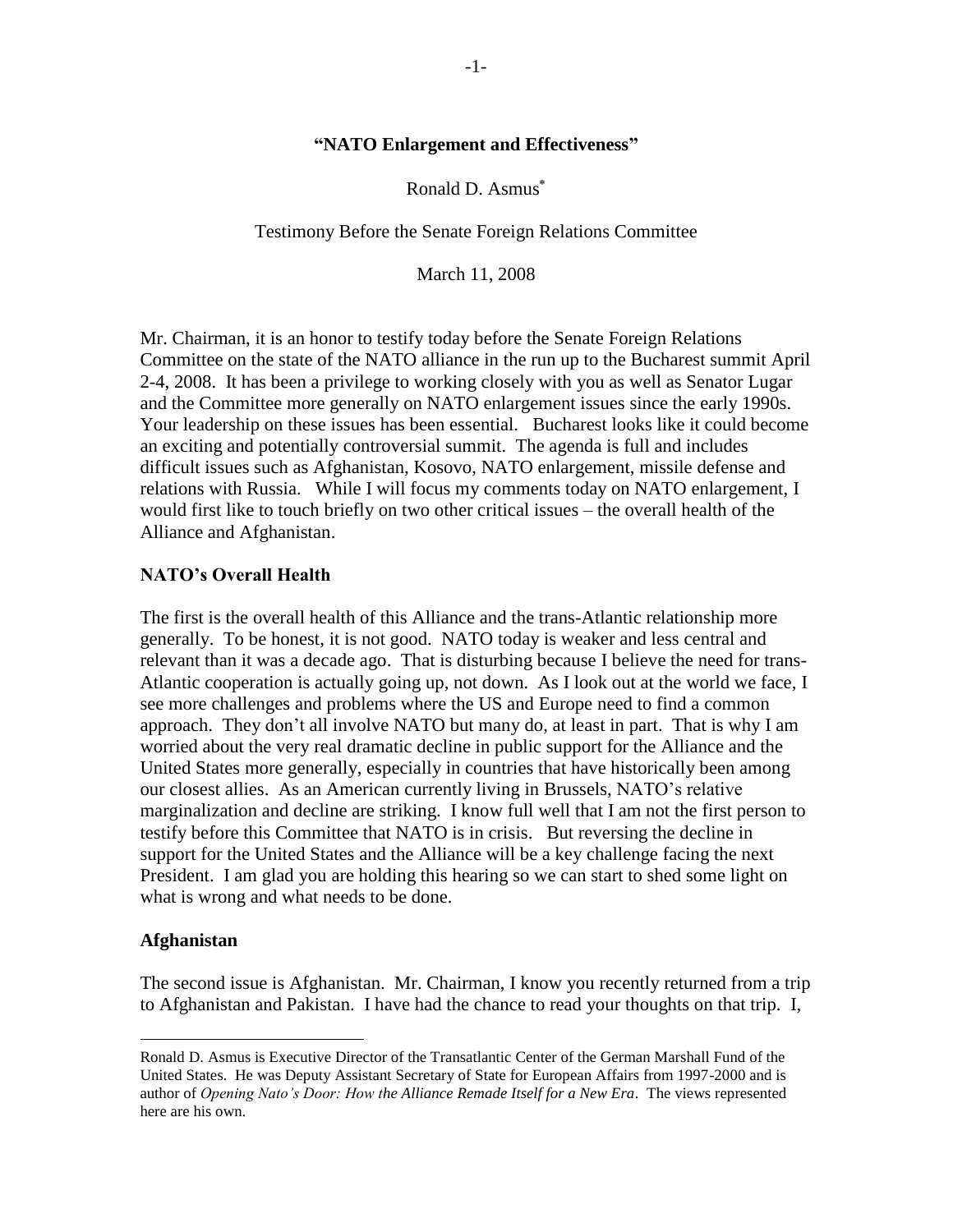# "NATO Enlargement and Effectiveness"

Ronald D. Asmus[*]

Testimony Before the Senate Foreign Relations Committee

March 11, 2008

Mr. Chairman, it is an honor to testify today before the Senate Foreign Relations Committee on the state of the NATO alliance in the run up to the Bucharest summit April 2-4, 2008. It has been a privilege to working closely with you as well as Senator Lugar and the Committee more generally on NATO enlargement issues since the early 1990s. Your leadership on these issues has been essential. Bucharest looks like it could become an exciting and potentially controversial summit. The agenda is full and includes difficult issues such as Afghanistan, Kosovo, NATO enlargement, missile defense and relations with Russia. While I will focus my comments today on NATO enlargement, I would first like to touch briefly on two other critical issues – the overall health of the Alliance and Afghanistan.

## NATO's Overall Health

The first is the overall health of this Alliance and the trans-Atlantic relationship more generally. To be honest, it is not good. NATO today is weaker and less central and relevant than it was a decade ago. That is disturbing because I believe the need for trans-Atlantic cooperation is actually going up, not down. As I look out at the world we face, I see more challenges and problems where the US and Europe need to find a common approach. They don't all involve NATO but many do, at least in part. That is why I am worried about the very real dramatic decline in public support for the Alliance and the United States more generally, especially in countries that have historically been among our closest allies. As an American currently living in Brussels, NATO's relative marginalization and decline are striking. I know full well that I am not the first person to testify before this Committee that NATO is in crisis. But reversing the decline in support for the United States and the Alliance will be a key challenge facing the next President. I am glad you are holding this hearing so we can start to shed some light on what is wrong and what needs to be done.

## Afghanistan

The second issue is Afghanistan. Mr. Chairman, I know you recently returned from a trip to Afghanistan and Pakistan. I have had the chance to read your thoughts on that trip. I,

---

[*] Ronald D. Asmus is Executive Director of the Transatlantic Center of the German Marshall Fund of the United States. He was Deputy Assistant Secretary of State for European Affairs from 1997-2000 and is author of *Opening Nato's Door: How the Alliance Remade Itself for a New Era*. The views represented here are his own.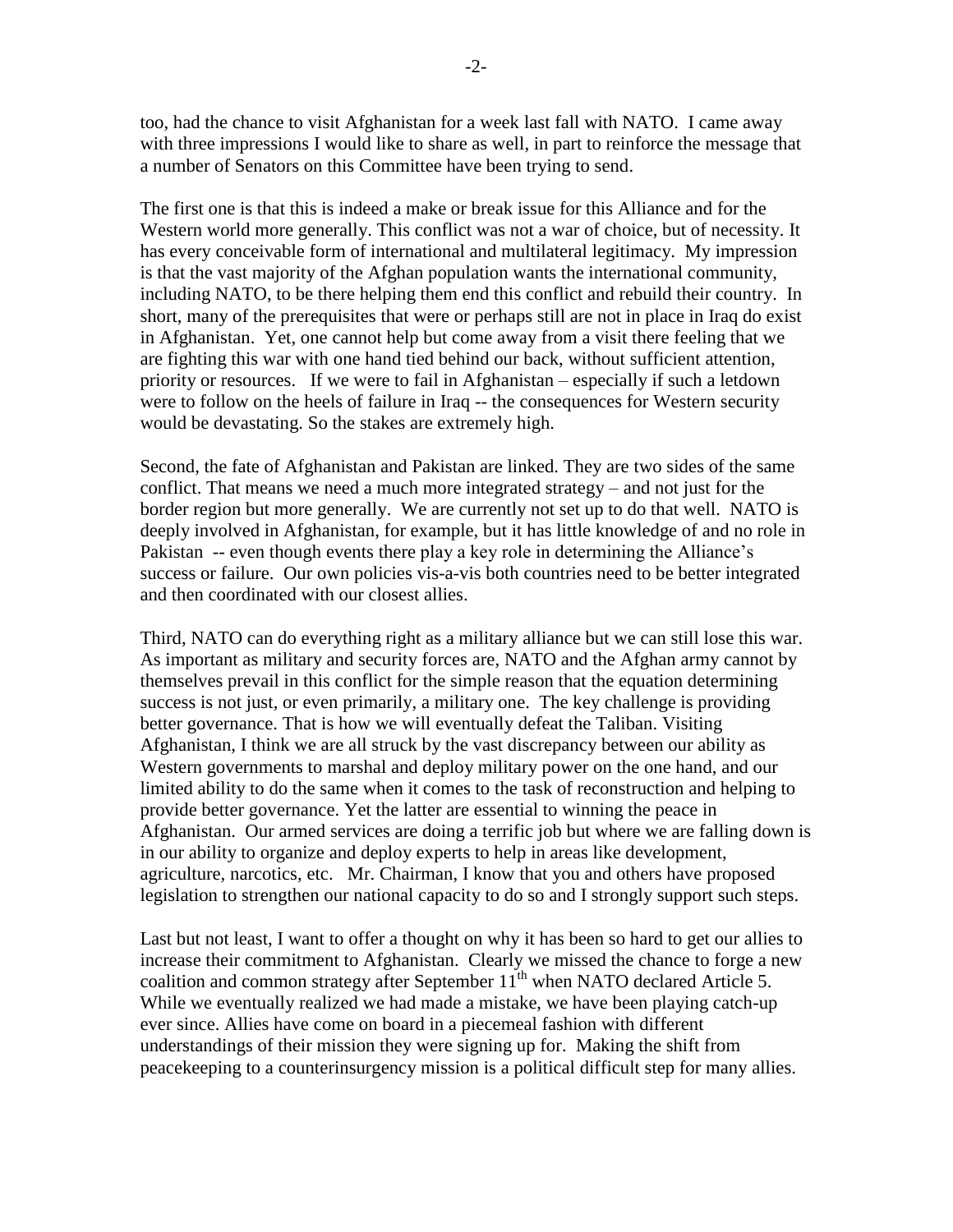too, had the chance to visit Afghanistan for a week last fall with NATO. I came away with three impressions I would like to share as well, in part to reinforce the message that a number of Senators on this Committee have been trying to send.

The first one is that this is indeed a make or break issue for this Alliance and for the Western world more generally. This conflict was not a war of choice, but of necessity. It has every conceivable form of international and multilateral legitimacy. My impression is that the vast majority of the Afghan population wants the international community, including NATO, to be there helping them end this conflict and rebuild their country. In short, many of the prerequisites that were or perhaps still are not in place in Iraq do exist in Afghanistan. Yet, one cannot help but come away from a visit there feeling that we are fighting this war with one hand tied behind our back, without sufficient attention, priority or resources. If we were to fail in Afghanistan – especially if such a letdown were to follow on the heels of failure in Iraq -- the consequences for Western security would be devastating. So the stakes are extremely high.

Second, the fate of Afghanistan and Pakistan are linked. They are two sides of the same conflict. That means we need a much more integrated strategy – and not just for the border region but more generally. We are currently not set up to do that well. NATO is deeply involved in Afghanistan, for example, but it has little knowledge of and no role in Pakistan -- even though events there play a key role in determining the Alliance's success or failure. Our own policies vis-a-vis both countries need to be better integrated and then coordinated with our closest allies.

Third, NATO can do everything right as a military alliance but we can still lose this war. As important as military and security forces are, NATO and the Afghan army cannot by themselves prevail in this conflict for the simple reason that the equation determining success is not just, or even primarily, a military one. The key challenge is providing better governance. That is how we will eventually defeat the Taliban. Visiting Afghanistan, I think we are all struck by the vast discrepancy between our ability as Western governments to marshal and deploy military power on the one hand, and our limited ability to do the same when it comes to the task of reconstruction and helping to provide better governance. Yet the latter are essential to winning the peace in Afghanistan. Our armed services are doing a terrific job but where we are falling down is in our ability to organize and deploy experts to help in areas like development, agriculture, narcotics, etc. Mr. Chairman, I know that you and others have proposed legislation to strengthen our national capacity to do so and I strongly support such steps.

Last but not least, I want to offer a thought on why it has been so hard to get our allies to increase their commitment to Afghanistan. Clearly we missed the chance to forge a new coalition and common strategy after September 11th when NATO declared Article 5. While we eventually realized we had made a mistake, we have been playing catch-up ever since. Allies have come on board in a piecemeal fashion with different understandings of their mission they were signing up for. Making the shift from peacekeeping to a counterinsurgency mission is a political difficult step for many allies.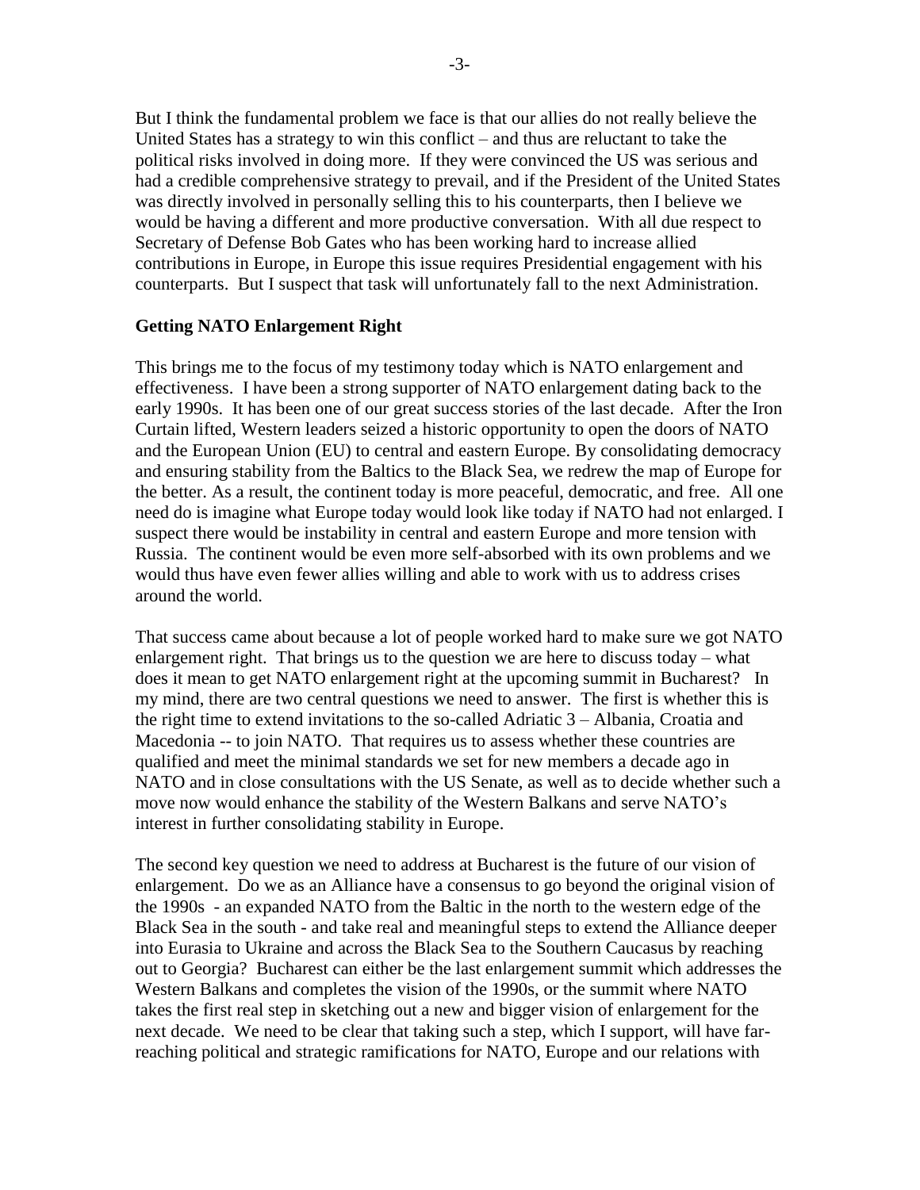But I think the fundamental problem we face is that our allies do not really believe the United States has a strategy to win this conflict – and thus are reluctant to take the political risks involved in doing more. If they were convinced the US was serious and had a credible comprehensive strategy to prevail, and if the President of the United States was directly involved in personally selling this to his counterparts, then I believe we would be having a different and more productive conversation. With all due respect to Secretary of Defense Bob Gates who has been working hard to increase allied contributions in Europe, in Europe this issue requires Presidential engagement with his counterparts. But I suspect that task will unfortunately fall to the next Administration.

**Getting NATO Enlargement Right**

This brings me to the focus of my testimony today which is NATO enlargement and effectiveness. I have been a strong supporter of NATO enlargement dating back to the early 1990s. It has been one of our great success stories of the last decade. After the Iron Curtain lifted, Western leaders seized a historic opportunity to open the doors of NATO and the European Union (EU) to central and eastern Europe. By consolidating democracy and ensuring stability from the Baltics to the Black Sea, we redrew the map of Europe for the better. As a result, the continent today is more peaceful, democratic, and free. All one need do is imagine what Europe today would look like today if NATO had not enlarged. I suspect there would be instability in central and eastern Europe and more tension with Russia. The continent would be even more self-absorbed with its own problems and we would thus have even fewer allies willing and able to work with us to address crises around the world.

That success came about because a lot of people worked hard to make sure we got NATO enlargement right. That brings us to the question we are here to discuss today – what does it mean to get NATO enlargement right at the upcoming summit in Bucharest? In my mind, there are two central questions we need to answer. The first is whether this is the right time to extend invitations to the so-called Adriatic 3 – Albania, Croatia and Macedonia -- to join NATO. That requires us to assess whether these countries are qualified and meet the minimal standards we set for new members a decade ago in NATO and in close consultations with the US Senate, as well as to decide whether such a move now would enhance the stability of the Western Balkans and serve NATO's interest in further consolidating stability in Europe.

The second key question we need to address at Bucharest is the future of our vision of enlargement. Do we as an Alliance have a consensus to go beyond the original vision of the 1990s - an expanded NATO from the Baltic in the north to the western edge of the Black Sea in the south - and take real and meaningful steps to extend the Alliance deeper into Eurasia to Ukraine and across the Black Sea to the Southern Caucasus by reaching out to Georgia? Bucharest can either be the last enlargement summit which addresses the Western Balkans and completes the vision of the 1990s, or the summit where NATO takes the first real step in sketching out a new and bigger vision of enlargement for the next decade. We need to be clear that taking such a step, which I support, will have far-reaching political and strategic ramifications for NATO, Europe and our relations with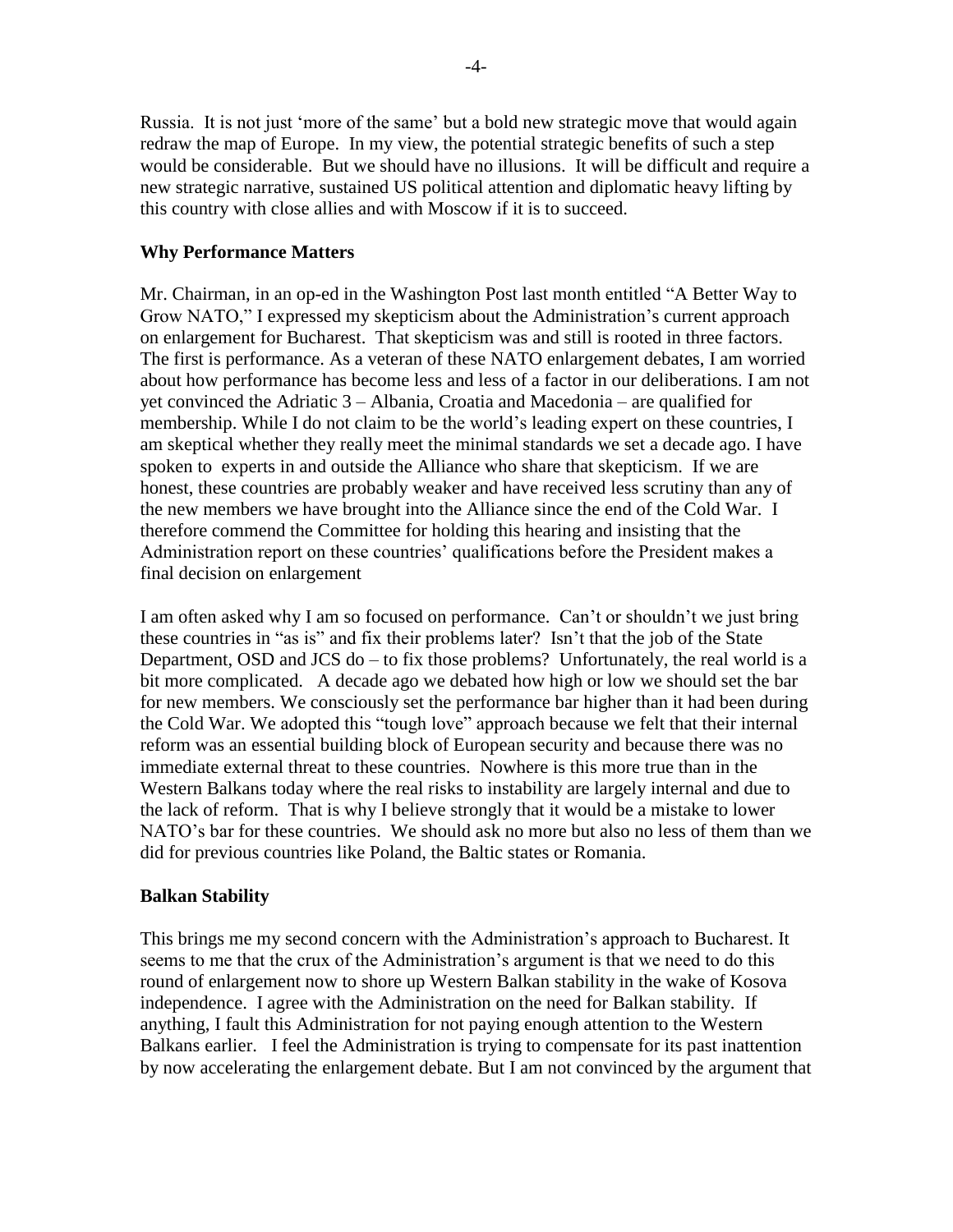Russia. It is not just 'more of the same' but a bold new strategic move that would again redraw the map of Europe. In my view, the potential strategic benefits of such a step would be considerable. But we should have no illusions. It will be difficult and require a new strategic narrative, sustained US political attention and diplomatic heavy lifting by this country with close allies and with Moscow if it is to succeed.

**Why Performance Matters**

Mr. Chairman, in an op-ed in the Washington Post last month entitled "A Better Way to Grow NATO," I expressed my skepticism about the Administration's current approach on enlargement for Bucharest. That skepticism was and still is rooted in three factors. The first is performance. As a veteran of these NATO enlargement debates, I am worried about how performance has become less and less of a factor in our deliberations. I am not yet convinced the Adriatic 3 – Albania, Croatia and Macedonia – are qualified for membership. While I do not claim to be the world's leading expert on these countries, I am skeptical whether they really meet the minimal standards we set a decade ago. I have spoken to experts in and outside the Alliance who share that skepticism. If we are honest, these countries are probably weaker and have received less scrutiny than any of the new members we have brought into the Alliance since the end of the Cold War. I therefore commend the Committee for holding this hearing and insisting that the Administration report on these countries' qualifications before the President makes a final decision on enlargement

I am often asked why I am so focused on performance. Can't or shouldn't we just bring these countries in "as is" and fix their problems later? Isn't that the job of the State Department, OSD and JCS do – to fix those problems? Unfortunately, the real world is a bit more complicated. A decade ago we debated how high or low we should set the bar for new members. We consciously set the performance bar higher than it had been during the Cold War. We adopted this "tough love" approach because we felt that their internal reform was an essential building block of European security and because there was no immediate external threat to these countries. Nowhere is this more true than in the Western Balkans today where the real risks to instability are largely internal and due to the lack of reform. That is why I believe strongly that it would be a mistake to lower NATO's bar for these countries. We should ask no more but also no less of them than we did for previous countries like Poland, the Baltic states or Romania.

**Balkan Stability**

This brings me my second concern with the Administration's approach to Bucharest. It seems to me that the crux of the Administration's argument is that we need to do this round of enlargement now to shore up Western Balkan stability in the wake of Kosova independence. I agree with the Administration on the need for Balkan stability. If anything, I fault this Administration for not paying enough attention to the Western Balkans earlier. I feel the Administration is trying to compensate for its past inattention by now accelerating the enlargement debate. But I am not convinced by the argument that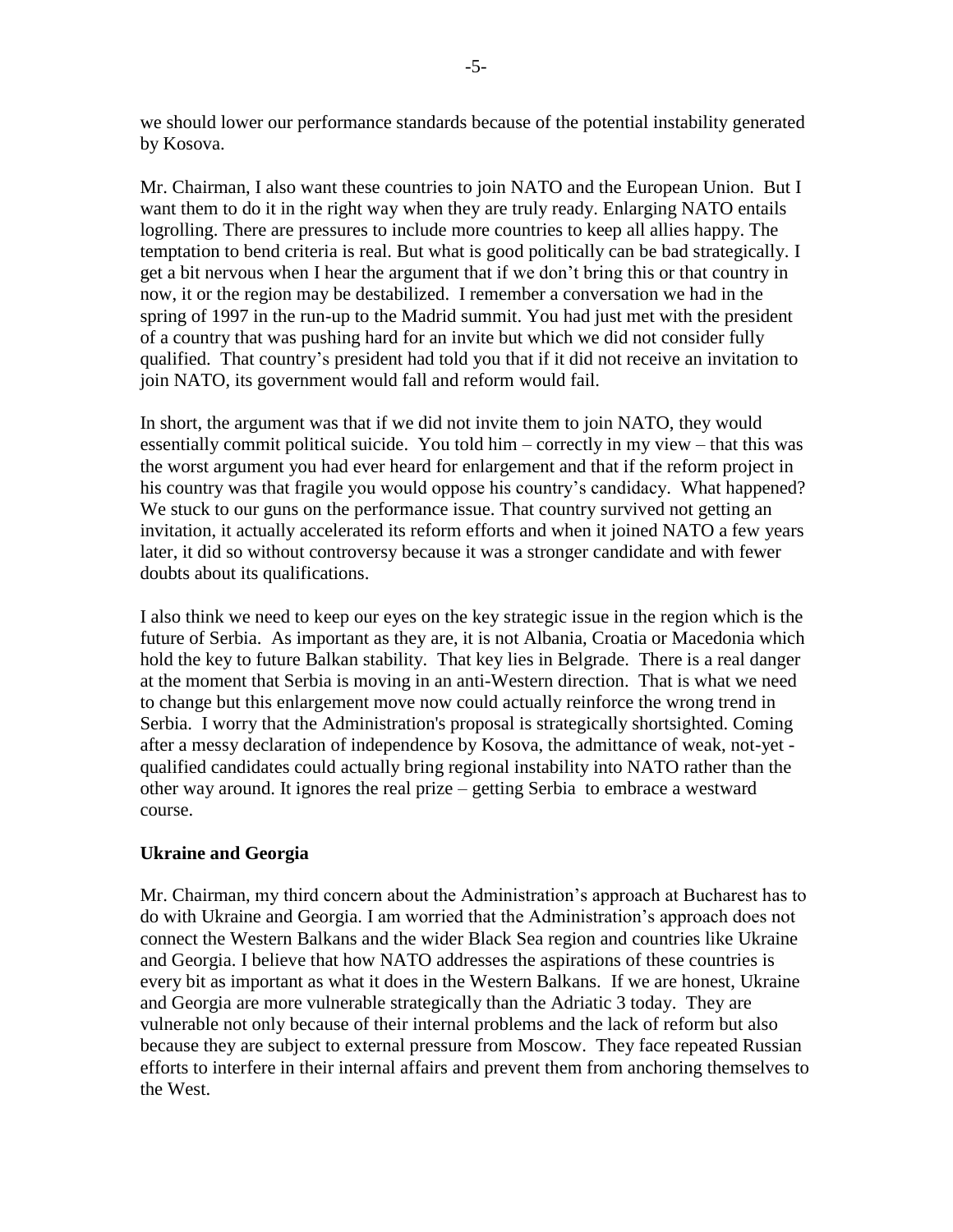we should lower our performance standards because of the potential instability generated by Kosova.

Mr. Chairman, I also want these countries to join NATO and the European Union. But I want them to do it in the right way when they are truly ready. Enlarging NATO entails logrolling. There are pressures to include more countries to keep all allies happy. The temptation to bend criteria is real. But what is good politically can be bad strategically. I get a bit nervous when I hear the argument that if we don't bring this or that country in now, it or the region may be destabilized. I remember a conversation we had in the spring of 1997 in the run-up to the Madrid summit. You had just met with the president of a country that was pushing hard for an invite but which we did not consider fully qualified. That country's president had told you that if it did not receive an invitation to join NATO, its government would fall and reform would fail.

In short, the argument was that if we did not invite them to join NATO, they would essentially commit political suicide. You told him – correctly in my view – that this was the worst argument you had ever heard for enlargement and that if the reform project in his country was that fragile you would oppose his country's candidacy. What happened? We stuck to our guns on the performance issue. That country survived not getting an invitation, it actually accelerated its reform efforts and when it joined NATO a few years later, it did so without controversy because it was a stronger candidate and with fewer doubts about its qualifications.

I also think we need to keep our eyes on the key strategic issue in the region which is the future of Serbia. As important as they are, it is not Albania, Croatia or Macedonia which hold the key to future Balkan stability. That key lies in Belgrade. There is a real danger at the moment that Serbia is moving in an anti-Western direction. That is what we need to change but this enlargement move now could actually reinforce the wrong trend in Serbia. I worry that the Administration's proposal is strategically shortsighted. Coming after a messy declaration of independence by Kosova, the admittance of weak, not-yet - qualified candidates could actually bring regional instability into NATO rather than the other way around. It ignores the real prize – getting Serbia to embrace a westward course.

**Ukraine and Georgia**

Mr. Chairman, my third concern about the Administration's approach at Bucharest has to do with Ukraine and Georgia. I am worried that the Administration's approach does not connect the Western Balkans and the wider Black Sea region and countries like Ukraine and Georgia. I believe that how NATO addresses the aspirations of these countries is every bit as important as what it does in the Western Balkans. If we are honest, Ukraine and Georgia are more vulnerable strategically than the Adriatic 3 today. They are vulnerable not only because of their internal problems and the lack of reform but also because they are subject to external pressure from Moscow. They face repeated Russian efforts to interfere in their internal affairs and prevent them from anchoring themselves to the West.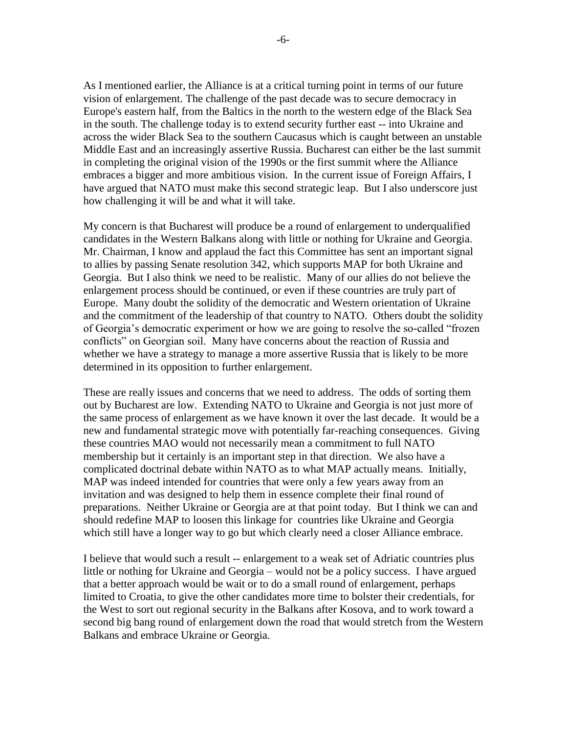As I mentioned earlier, the Alliance is at a critical turning point in terms of our future vision of enlargement. The challenge of the past decade was to secure democracy in Europe's eastern half, from the Baltics in the north to the western edge of the Black Sea in the south. The challenge today is to extend security further east -- into Ukraine and across the wider Black Sea to the southern Caucasus which is caught between an unstable Middle East and an increasingly assertive Russia. Bucharest can either be the last summit in completing the original vision of the 1990s or the first summit where the Alliance embraces a bigger and more ambitious vision. In the current issue of Foreign Affairs, I have argued that NATO must make this second strategic leap. But I also underscore just how challenging it will be and what it will take.

My concern is that Bucharest will produce be a round of enlargement to underqualified candidates in the Western Balkans along with little or nothing for Ukraine and Georgia. Mr. Chairman, I know and applaud the fact this Committee has sent an important signal to allies by passing Senate resolution 342, which supports MAP for both Ukraine and Georgia. But I also think we need to be realistic. Many of our allies do not believe the enlargement process should be continued, or even if these countries are truly part of Europe. Many doubt the solidity of the democratic and Western orientation of Ukraine and the commitment of the leadership of that country to NATO. Others doubt the solidity of Georgia's democratic experiment or how we are going to resolve the so-called "frozen conflicts" on Georgian soil. Many have concerns about the reaction of Russia and whether we have a strategy to manage a more assertive Russia that is likely to be more determined in its opposition to further enlargement.

These are really issues and concerns that we need to address. The odds of sorting them out by Bucharest are low. Extending NATO to Ukraine and Georgia is not just more of the same process of enlargement as we have known it over the last decade. It would be a new and fundamental strategic move with potentially far-reaching consequences. Giving these countries MAO would not necessarily mean a commitment to full NATO membership but it certainly is an important step in that direction. We also have a complicated doctrinal debate within NATO as to what MAP actually means. Initially, MAP was indeed intended for countries that were only a few years away from an invitation and was designed to help them in essence complete their final round of preparations. Neither Ukraine or Georgia are at that point today. But I think we can and should redefine MAP to loosen this linkage for countries like Ukraine and Georgia which still have a longer way to go but which clearly need a closer Alliance embrace.

I believe that would such a result -- enlargement to a weak set of Adriatic countries plus little or nothing for Ukraine and Georgia – would not be a policy success. I have argued that a better approach would be wait or to do a small round of enlargement, perhaps limited to Croatia, to give the other candidates more time to bolster their credentials, for the West to sort out regional security in the Balkans after Kosova, and to work toward a second big bang round of enlargement down the road that would stretch from the Western Balkans and embrace Ukraine or Georgia.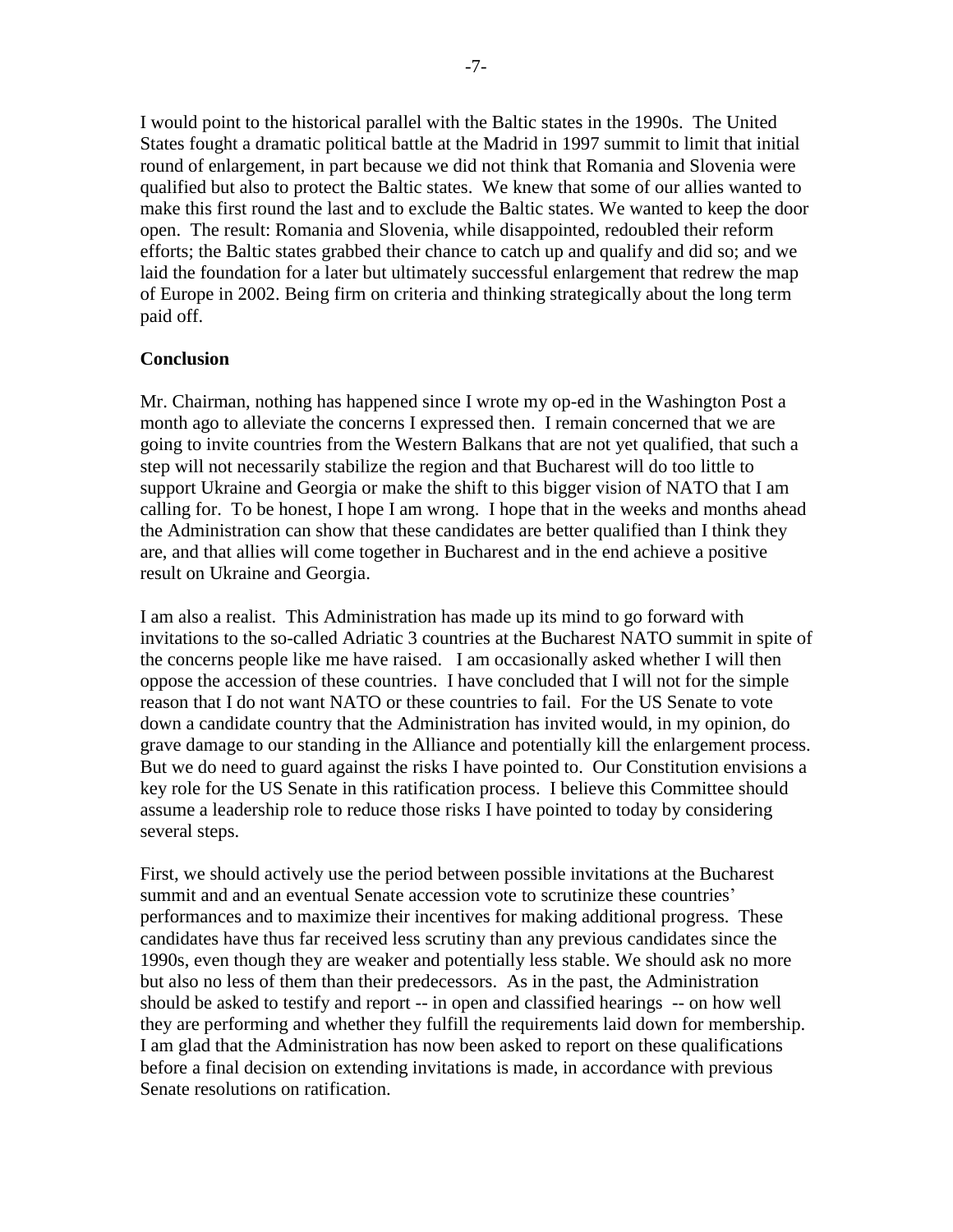I would point to the historical parallel with the Baltic states in the 1990s. The United States fought a dramatic political battle at the Madrid in 1997 summit to limit that initial round of enlargement, in part because we did not think that Romania and Slovenia were qualified but also to protect the Baltic states. We knew that some of our allies wanted to make this first round the last and to exclude the Baltic states. We wanted to keep the door open. The result: Romania and Slovenia, while disappointed, redoubled their reform efforts; the Baltic states grabbed their chance to catch up and qualify and did so; and we laid the foundation for a later but ultimately successful enlargement that redrew the map of Europe in 2002. Being firm on criteria and thinking strategically about the long term paid off.

**Conclusion**

Mr. Chairman, nothing has happened since I wrote my op-ed in the Washington Post a month ago to alleviate the concerns I expressed then. I remain concerned that we are going to invite countries from the Western Balkans that are not yet qualified, that such a step will not necessarily stabilize the region and that Bucharest will do too little to support Ukraine and Georgia or make the shift to this bigger vision of NATO that I am calling for. To be honest, I hope I am wrong. I hope that in the weeks and months ahead the Administration can show that these candidates are better qualified than I think they are, and that allies will come together in Bucharest and in the end achieve a positive result on Ukraine and Georgia.

I am also a realist. This Administration has made up its mind to go forward with invitations to the so-called Adriatic 3 countries at the Bucharest NATO summit in spite of the concerns people like me have raised. I am occasionally asked whether I will then oppose the accession of these countries. I have concluded that I will not for the simple reason that I do not want NATO or these countries to fail. For the US Senate to vote down a candidate country that the Administration has invited would, in my opinion, do grave damage to our standing in the Alliance and potentially kill the enlargement process. But we do need to guard against the risks I have pointed to. Our Constitution envisions a key role for the US Senate in this ratification process. I believe this Committee should assume a leadership role to reduce those risks I have pointed to today by considering several steps.

First, we should actively use the period between possible invitations at the Bucharest summit and and an eventual Senate accession vote to scrutinize these countries' performances and to maximize their incentives for making additional progress. These candidates have thus far received less scrutiny than any previous candidates since the 1990s, even though they are weaker and potentially less stable. We should ask no more but also no less of them than their predecessors. As in the past, the Administration should be asked to testify and report -- in open and classified hearings -- on how well they are performing and whether they fulfill the requirements laid down for membership. I am glad that the Administration has now been asked to report on these qualifications before a final decision on extending invitations is made, in accordance with previous Senate resolutions on ratification.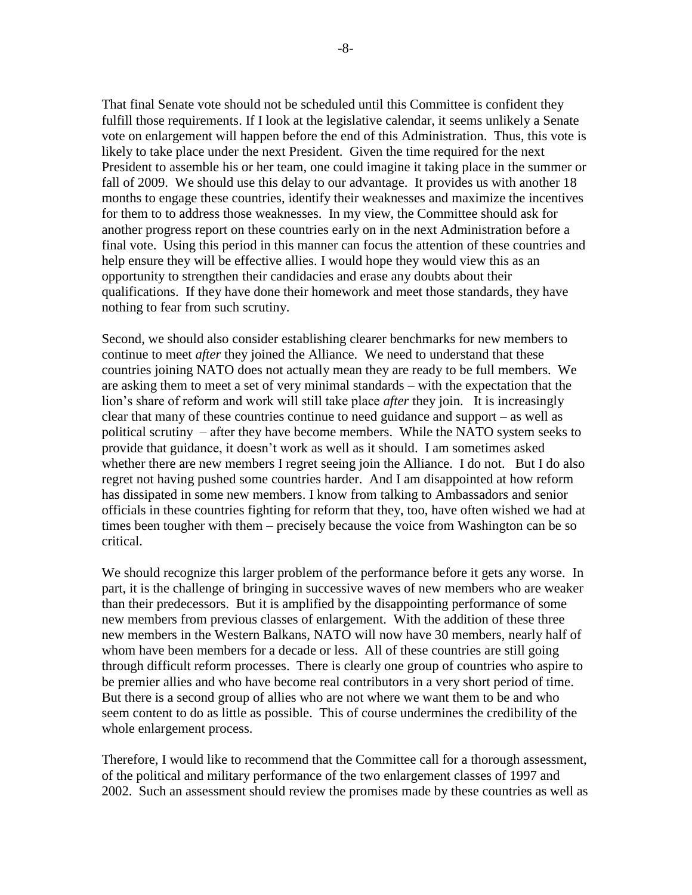That final Senate vote should not be scheduled until this Committee is confident they fulfill those requirements. If I look at the legislative calendar, it seems unlikely a Senate vote on enlargement will happen before the end of this Administration. Thus, this vote is likely to take place under the next President. Given the time required for the next President to assemble his or her team, one could imagine it taking place in the summer or fall of 2009. We should use this delay to our advantage. It provides us with another 18 months to engage these countries, identify their weaknesses and maximize the incentives for them to to address those weaknesses. In my view, the Committee should ask for another progress report on these countries early on in the next Administration before a final vote. Using this period in this manner can focus the attention of these countries and help ensure they will be effective allies. I would hope they would view this as an opportunity to strengthen their candidacies and erase any doubts about their qualifications. If they have done their homework and meet those standards, they have nothing to fear from such scrutiny.

Second, we should also consider establishing clearer benchmarks for new members to continue to meet *after* they joined the Alliance. We need to understand that these countries joining NATO does not actually mean they are ready to be full members. We are asking them to meet a set of very minimal standards – with the expectation that the lion's share of reform and work will still take place *after* they join. It is increasingly clear that many of these countries continue to need guidance and support – as well as political scrutiny – after they have become members. While the NATO system seeks to provide that guidance, it doesn't work as well as it should. I am sometimes asked whether there are new members I regret seeing join the Alliance. I do not. But I do also regret not having pushed some countries harder. And I am disappointed at how reform has dissipated in some new members. I know from talking to Ambassadors and senior officials in these countries fighting for reform that they, too, have often wished we had at times been tougher with them – precisely because the voice from Washington can be so critical.

We should recognize this larger problem of the performance before it gets any worse. In part, it is the challenge of bringing in successive waves of new members who are weaker than their predecessors. But it is amplified by the disappointing performance of some new members from previous classes of enlargement. With the addition of these three new members in the Western Balkans, NATO will now have 30 members, nearly half of whom have been members for a decade or less. All of these countries are still going through difficult reform processes. There is clearly one group of countries who aspire to be premier allies and who have become real contributors in a very short period of time. But there is a second group of allies who are not where we want them to be and who seem content to do as little as possible. This of course undermines the credibility of the whole enlargement process.

Therefore, I would like to recommend that the Committee call for a thorough assessment, of the political and military performance of the two enlargement classes of 1997 and 2002. Such an assessment should review the promises made by these countries as well as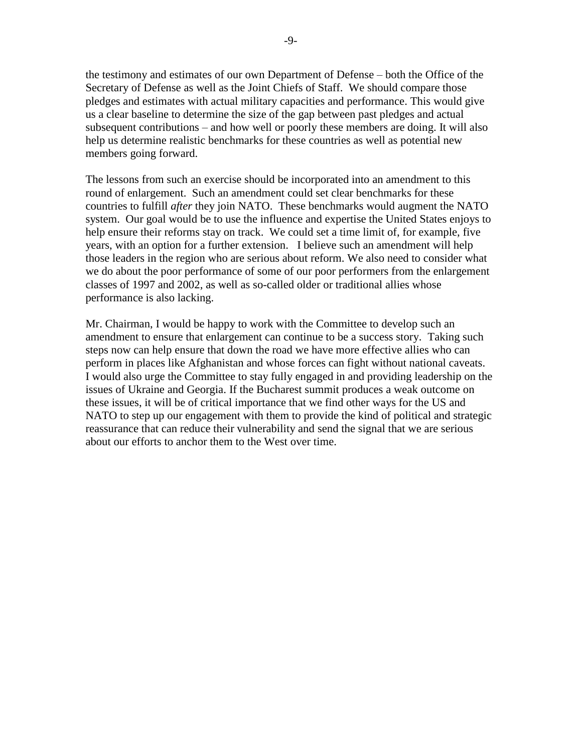the testimony and estimates of our own Department of Defense – both the Office of the Secretary of Defense as well as the Joint Chiefs of Staff. We should compare those pledges and estimates with actual military capacities and performance. This would give us a clear baseline to determine the size of the gap between past pledges and actual subsequent contributions – and how well or poorly these members are doing. It will also help us determine realistic benchmarks for these countries as well as potential new members going forward.

The lessons from such an exercise should be incorporated into an amendment to this round of enlargement. Such an amendment could set clear benchmarks for these countries to fulfill *after* they join NATO. These benchmarks would augment the NATO system. Our goal would be to use the influence and expertise the United States enjoys to help ensure their reforms stay on track. We could set a time limit of, for example, five years, with an option for a further extension. I believe such an amendment will help those leaders in the region who are serious about reform. We also need to consider what we do about the poor performance of some of our poor performers from the enlargement classes of 1997 and 2002, as well as so-called older or traditional allies whose performance is also lacking.

Mr. Chairman, I would be happy to work with the Committee to develop such an amendment to ensure that enlargement can continue to be a success story. Taking such steps now can help ensure that down the road we have more effective allies who can perform in places like Afghanistan and whose forces can fight without national caveats. I would also urge the Committee to stay fully engaged in and providing leadership on the issues of Ukraine and Georgia. If the Bucharest summit produces a weak outcome on these issues, it will be of critical importance that we find other ways for the US and NATO to step up our engagement with them to provide the kind of political and strategic reassurance that can reduce their vulnerability and send the signal that we are serious about our efforts to anchor them to the West over time.